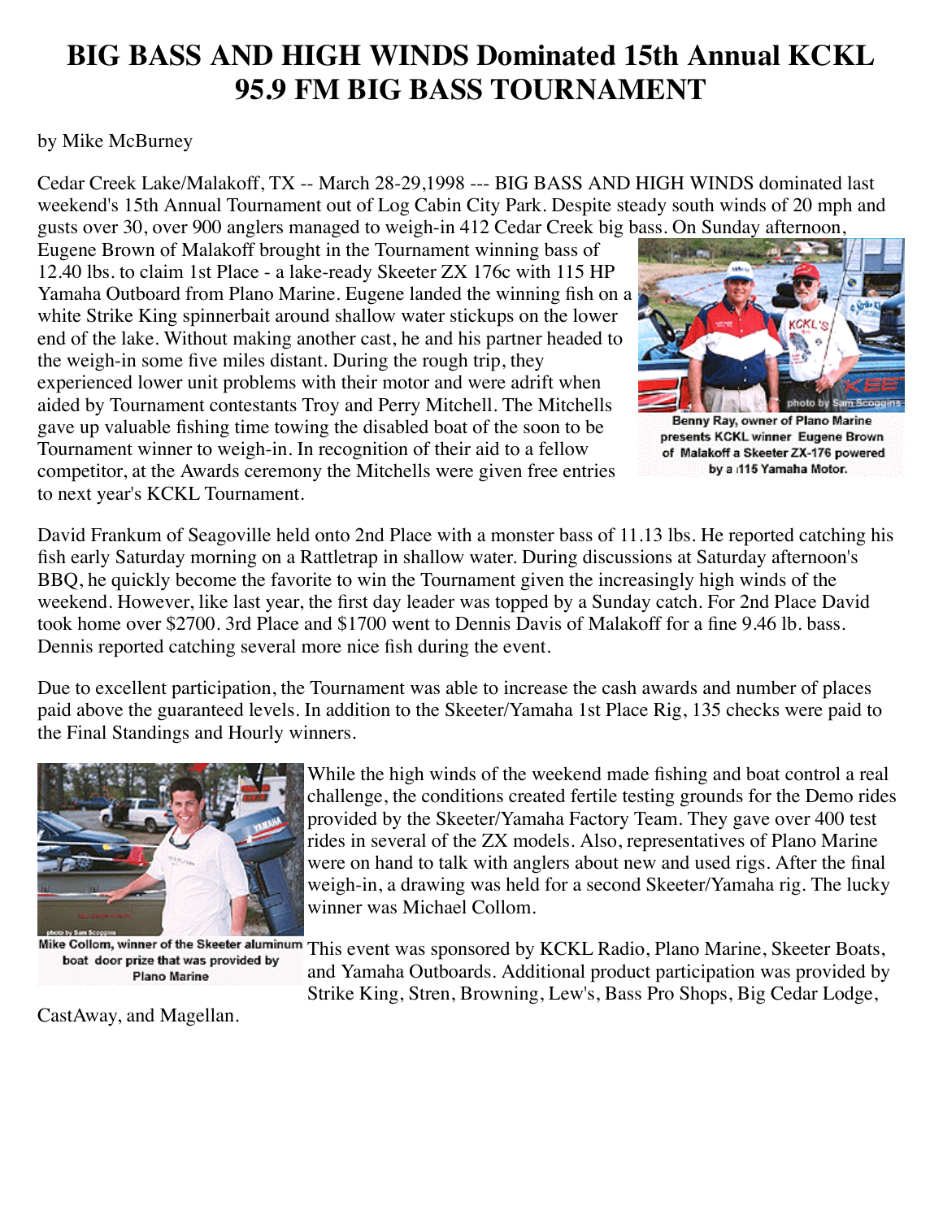# BIG BASS AND HIGH WINDS Dominated 15th Annual KCKL 95.9 FM BIG BASS TOURNAMENT

by Mike McBurney

Cedar Creek Lake/Malakoff, TX -- March 28-29,1998 --- BIG BASS AND HIGH WINDS dominated last weekend's 15th Annual Tournament out of Log Cabin City Park. Despite steady south winds of 20 mph and gusts over 30, over 900 anglers managed to weigh-in 412 Cedar Creek big bass. On Sunday afternoon, Eugene Brown of Malakoff brought in the Tournament winning bass of 12.40 lbs. to claim 1st Place - a lake-ready Skeeter ZX 176c with 115 HP Yamaha Outboard from Plano Marine. Eugene landed the winning fish on a white Strike King spinnerbait around shallow water stickups on the lower end of the lake. Without making another cast, he and his partner headed to the weigh-in some five miles distant. During the rough trip, they experienced lower unit problems with their motor and were adrift when aided by Tournament contestants Troy and Perry Mitchell. The Mitchells gave up valuable fishing time towing the disabled boat of the soon to be Tournament winner to weigh-in. In recognition of their aid to a fellow competitor, at the Awards ceremony the Mitchells were given free entries to next year's KCKL Tournament.

Benny Ray, owner of Plano Marine presents KCKL winner Eugene Brown of Malakoff a Skeeter ZX-176 powered by a 115 Yamaha Motor.

David Frankum of Seagoville held onto 2nd Place with a monster bass of 11.13 lbs. He reported catching his fish early Saturday morning on a Rattletrap in shallow water. During discussions at Saturday afternoon's BBQ, he quickly become the favorite to win the Tournament given the increasingly high winds of the weekend. However, like last year, the first day leader was topped by a Sunday catch. For 2nd Place David took home over $2700. 3rd Place and $1700 went to Dennis Davis of Malakoff for a fine 9.46 lb. bass. Dennis reported catching several more nice fish during the event.

Due to excellent participation, the Tournament was able to increase the cash awards and number of places paid above the guaranteed levels. In addition to the Skeeter/Yamaha 1st Place Rig, 135 checks were paid to the Final Standings and Hourly winners.

While the high winds of the weekend made fishing and boat control a real challenge, the conditions created fertile testing grounds for the Demo rides provided by the Skeeter/Yamaha Factory Team. They gave over 400 test rides in several of the ZX models. Also, representatives of Plano Marine were on hand to talk with anglers about new and used rigs. After the final weigh-in, a drawing was held for a second Skeeter/Yamaha rig. The lucky winner was Michael Collom.

Mike Collom, winner of the Skeeter aluminum boat door prize that was provided by Plano Marine

This event was sponsored by KCKL Radio, Plano Marine, Skeeter Boats, and Yamaha Outboards. Additional product participation was provided by Strike King, Stren, Browning, Lew's, Bass Pro Shops, Big Cedar Lodge, CastAway, and Magellan.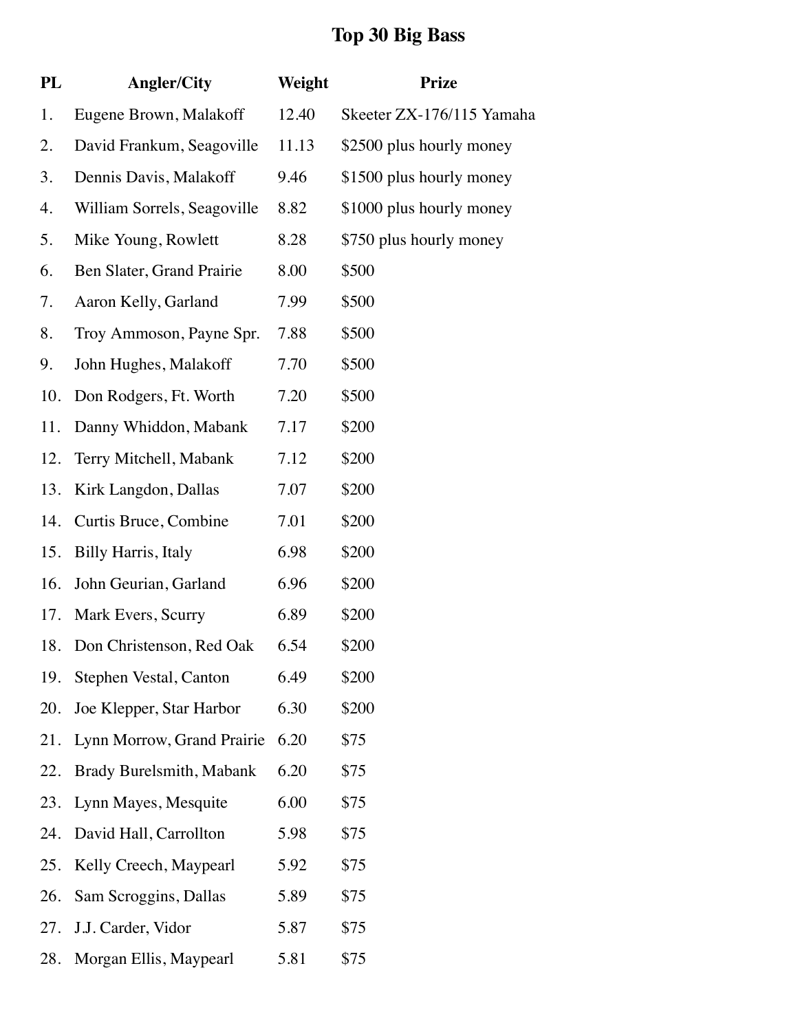# Top 30 Big Bass

| PL | Angler/City | Weight | Prize |
|---|---|---|---|
| 1. | Eugene Brown, Malakoff | 12.40 | Skeeter ZX-176/115 Yamaha |
| 2. | David Frankum, Seagoville | 11.13 | $2500 plus hourly money |
| 3. | Dennis Davis, Malakoff | 9.46 | $1500 plus hourly money |
| 4. | William Sorrels, Seagoville | 8.82 | $1000 plus hourly money |
| 5. | Mike Young, Rowlett | 8.28 | $750 plus hourly money |
| 6. | Ben Slater, Grand Prairie | 8.00 | $500 |
| 7. | Aaron Kelly, Garland | 7.99 | $500 |
| 8. | Troy Ammoson, Payne Spr. | 7.88 | $500 |
| 9. | John Hughes, Malakoff | 7.70 | $500 |
| 10. | Don Rodgers, Ft. Worth | 7.20 | $500 |
| 11. | Danny Whiddon, Mabank | 7.17 | $200 |
| 12. | Terry Mitchell, Mabank | 7.12 | $200 |
| 13. | Kirk Langdon, Dallas | 7.07 | $200 |
| 14. | Curtis Bruce, Combine | 7.01 | $200 |
| 15. | Billy Harris, Italy | 6.98 | $200 |
| 16. | John Geurian, Garland | 6.96 | $200 |
| 17. | Mark Evers, Scurry | 6.89 | $200 |
| 18. | Don Christenson, Red Oak | 6.54 | $200 |
| 19. | Stephen Vestal, Canton | 6.49 | $200 |
| 20. | Joe Klepper, Star Harbor | 6.30 | $200 |
| 21. | Lynn Morrow, Grand Prairie | 6.20 | $75 |
| 22. | Brady Burelsmith, Mabank | 6.20 | $75 |
| 23. | Lynn Mayes, Mesquite | 6.00 | $75 |
| 24. | David Hall, Carrollton | 5.98 | $75 |
| 25. | Kelly Creech, Maypearl | 5.92 | $75 |
| 26. | Sam Scroggins, Dallas | 5.89 | $75 |
| 27. | J.J. Carder, Vidor | 5.87 | $75 |
| 28. | Morgan Ellis, Maypearl | 5.81 | $75 |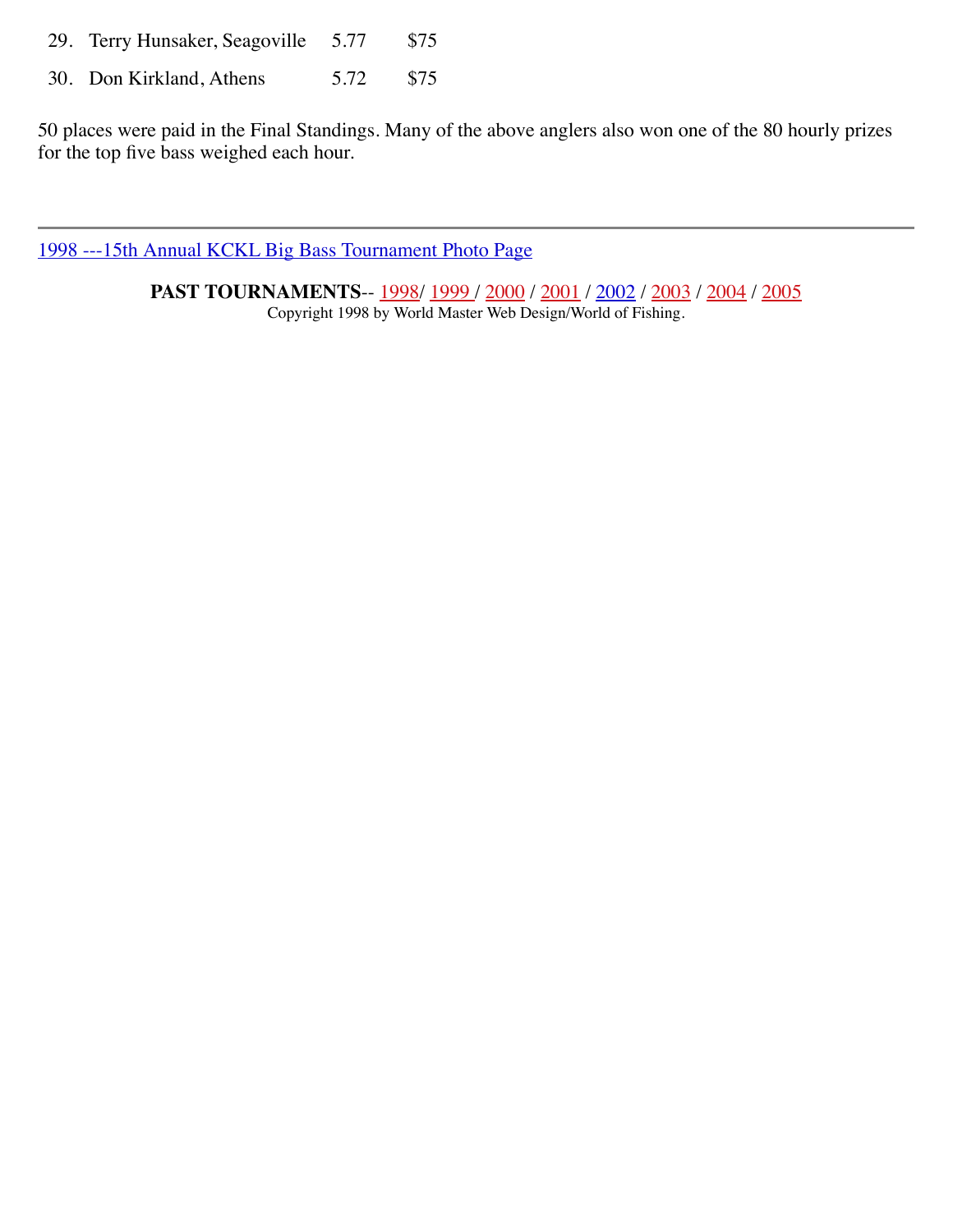| | | | |
|---|---|---|---|
| 29. | Terry Hunsaker, Seagoville | 5.77 | $75 |
| 30. | Don Kirkland, Athens | 5.72 | $75 |

50 places were paid in the Final Standings. Many of the above anglers also won one of the 80 hourly prizes for the top five bass weighed each hour.

---

1998 ---15th Annual KCKL Big Bass Tournament Photo Page

**PAST TOURNAMENTS**-- 1998/ 1999 / 2000 / 2001 / 2002 / 2003 / 2004 / 2005

Copyright 1998 by World Master Web Design/World of Fishing.